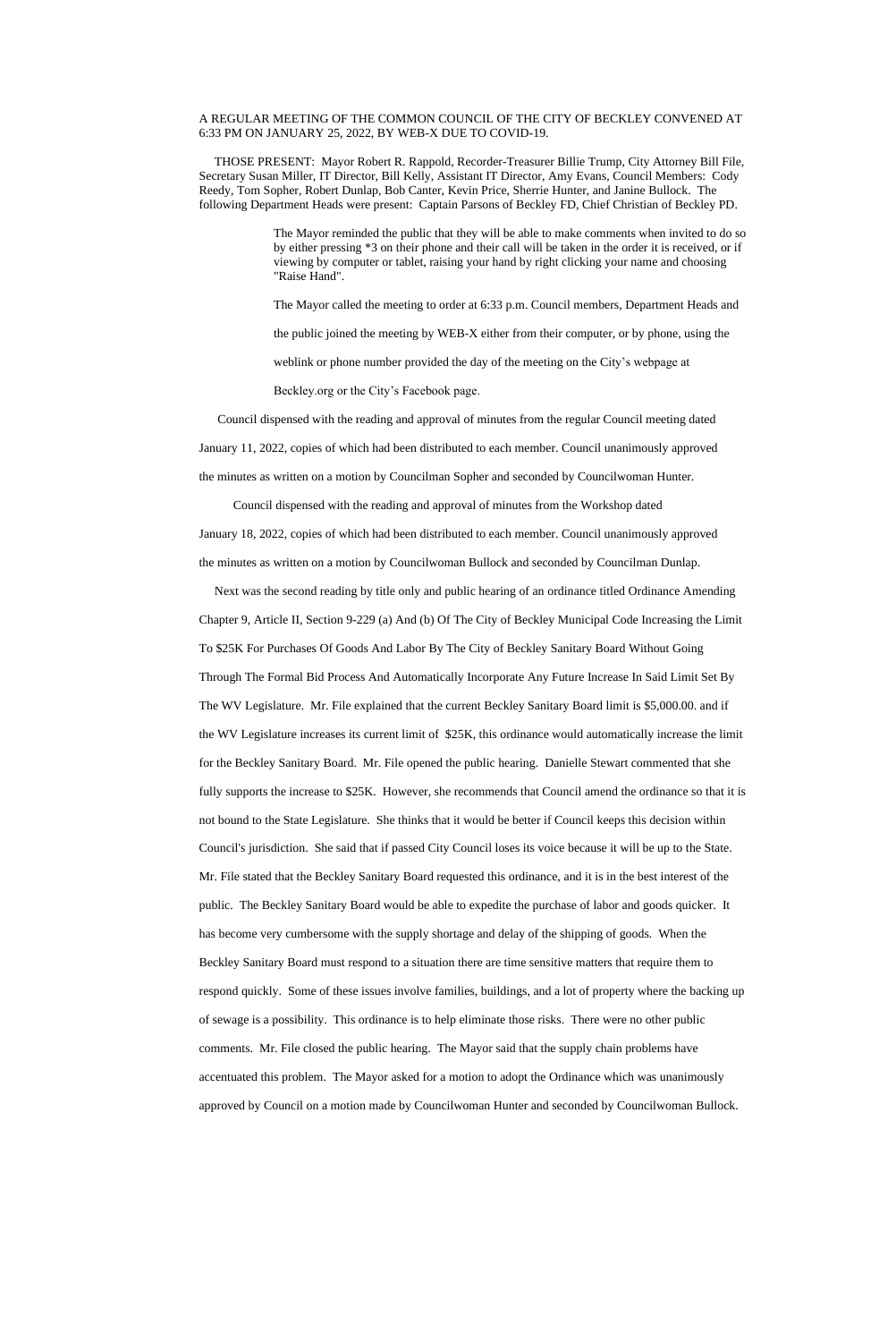A REGULAR MEETING OF THE COMMON COUNCIL OF THE CITY OF BECKLEY CONVENED AT 6:33 PM ON JANUARY 25, 2022, BY WEB-X DUE TO COVID-19.

THOSE PRESENT: Mayor Robert R. Rappold, Recorder-Treasurer Billie Trump, City Attorney Bill File, Secretary Susan Miller, IT Director, Bill Kelly, Assistant IT Director, Amy Evans, Council Members: Cody Reedy, Tom Sopher, Robert Dunlap, Bob Canter, Kevin Price, Sherrie Hunter, and Janine Bullock. The following Department Heads were present: Captain Parsons of Beckley FD, Chief Christian of Beckley PD.

The Mayor reminded the public that they will be able to make comments when invited to do so by either pressing *3 on their phone and their call will be taken in the order it is received, or if viewing by computer or tablet, raising your hand by right clicking your name and choosing "Raise Hand".

The Mayor called the meeting to order at 6:33 p.m. Council members, Department Heads and the public joined the meeting by WEB-X either from their computer, or by phone, using the weblink or phone number provided the day of the meeting on the City's webpage at Beckley.org or the City's Facebook page.

Council dispensed with the reading and approval of minutes from the regular Council meeting dated January 11, 2022, copies of which had been distributed to each member. Council unanimously approved the minutes as written on a motion by Councilman Sopher and seconded by Councilwoman Hunter.

Council dispensed with the reading and approval of minutes from the Workshop dated January 18, 2022, copies of which had been distributed to each member. Council unanimously approved the minutes as written on a motion by Councilwoman Bullock and seconded by Councilman Dunlap.

Next was the second reading by title only and public hearing of an ordinance titled Ordinance Amending Chapter 9, Article II, Section 9-229 (a) And (b) Of The City of Beckley Municipal Code Increasing the Limit To $25K For Purchases Of Goods And Labor By The City of Beckley Sanitary Board Without Going Through The Formal Bid Process And Automatically Incorporate Any Future Increase In Said Limit Set By The WV Legislature. Mr. File explained that the current Beckley Sanitary Board limit is $5,000.00. and if the WV Legislature increases its current limit of $25K, this ordinance would automatically increase the limit for the Beckley Sanitary Board. Mr. File opened the public hearing. Danielle Stewart commented that she fully supports the increase to $25K. However, she recommends that Council amend the ordinance so that it is not bound to the State Legislature. She thinks that it would be better if Council keeps this decision within Council's jurisdiction. She said that if passed City Council loses its voice because it will be up to the State. Mr. File stated that the Beckley Sanitary Board requested this ordinance, and it is in the best interest of the public. The Beckley Sanitary Board would be able to expedite the purchase of labor and goods quicker. It has become very cumbersome with the supply shortage and delay of the shipping of goods. When the Beckley Sanitary Board must respond to a situation there are time sensitive matters that require them to respond quickly. Some of these issues involve families, buildings, and a lot of property where the backing up of sewage is a possibility. This ordinance is to help eliminate those risks. There were no other public comments. Mr. File closed the public hearing. The Mayor said that the supply chain problems have accentuated this problem. The Mayor asked for a motion to adopt the Ordinance which was unanimously approved by Council on a motion made by Councilwoman Hunter and seconded by Councilwoman Bullock.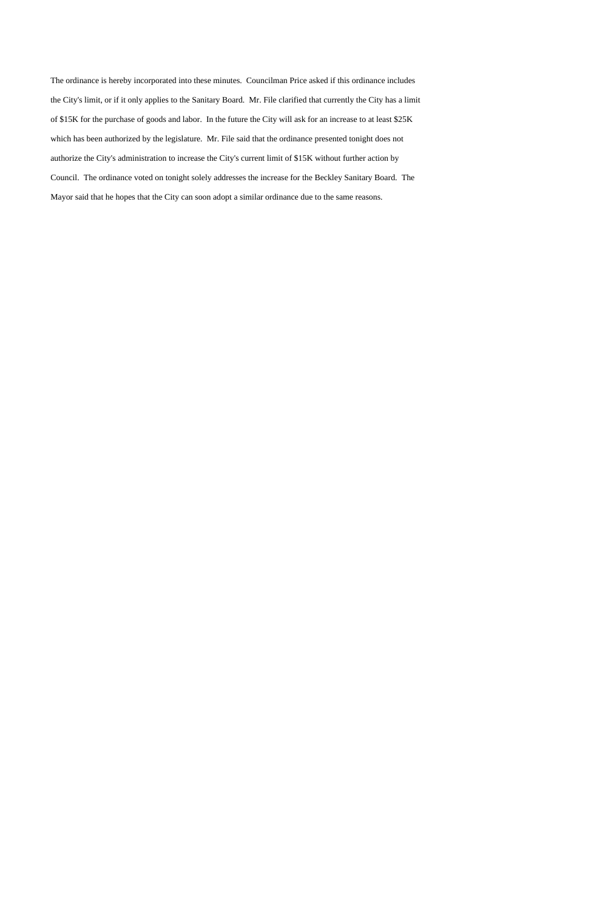The ordinance is hereby incorporated into these minutes. Councilman Price asked if this ordinance includes the City's limit, or if it only applies to the Sanitary Board. Mr. File clarified that currently the City has a limit of $15K for the purchase of goods and labor. In the future the City will ask for an increase to at least $25K which has been authorized by the legislature. Mr. File said that the ordinance presented tonight does not authorize the City's administration to increase the City's current limit of $15K without further action by Council. The ordinance voted on tonight solely addresses the increase for the Beckley Sanitary Board. The Mayor said that he hopes that the City can soon adopt a similar ordinance due to the same reasons.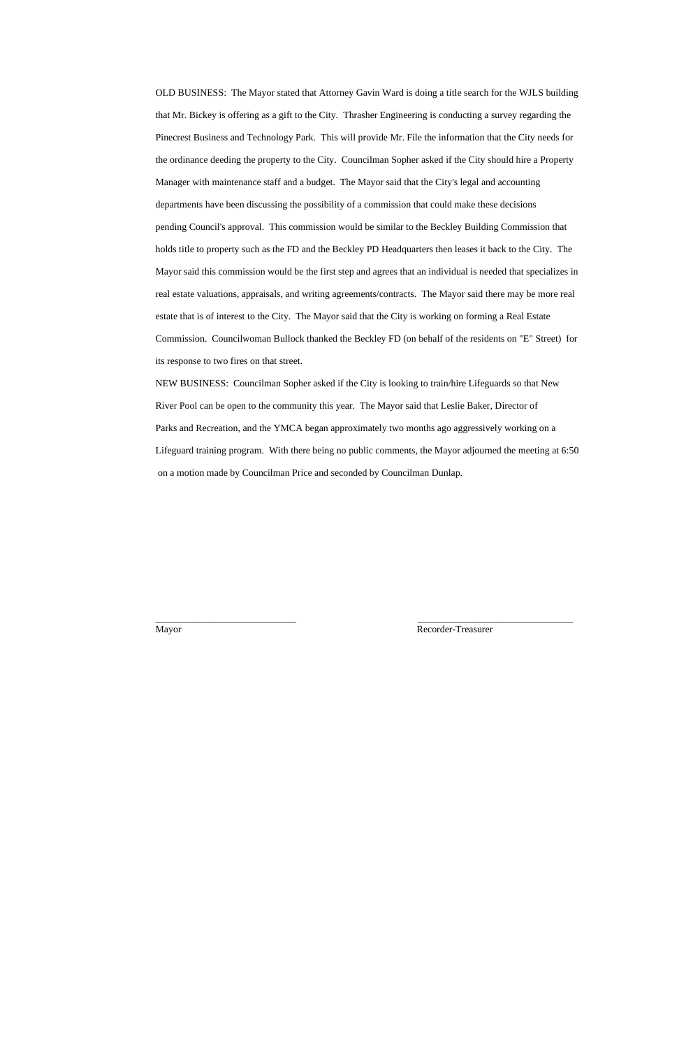OLD BUSINESS: The Mayor stated that Attorney Gavin Ward is doing a title search for the WJLS building that Mr. Bickey is offering as a gift to the City. Thrasher Engineering is conducting a survey regarding the Pinecrest Business and Technology Park. This will provide Mr. File the information that the City needs for the ordinance deeding the property to the City. Councilman Sopher asked if the City should hire a Property Manager with maintenance staff and a budget. The Mayor said that the City's legal and accounting departments have been discussing the possibility of a commission that could make these decisions pending Council's approval. This commission would be similar to the Beckley Building Commission that holds title to property such as the FD and the Beckley PD Headquarters then leases it back to the City. The Mayor said this commission would be the first step and agrees that an individual is needed that specializes in real estate valuations, appraisals, and writing agreements/contracts. The Mayor said there may be more real estate that is of interest to the City. The Mayor said that the City is working on forming a Real Estate Commission. Councilwoman Bullock thanked the Beckley FD (on behalf of the residents on "E" Street) for its response to two fires on that street.

NEW BUSINESS: Councilman Sopher asked if the City is looking to train/hire Lifeguards so that New River Pool can be open to the community this year. The Mayor said that Leslie Baker, Director of Parks and Recreation, and the YMCA began approximately two months ago aggressively working on a Lifeguard training program. With there being no public comments, the Mayor adjourned the meeting at 6:50 on a motion made by Councilman Price and seconded by Councilman Dunlap.

\_\_\_\_\_\_\_\_\_\_\_\_\_\_\_\_\_\_\_\_\_\_\_\_\_\_\_\_\_\_
Mayor

\_\_\_\_\_\_\_\_\_\_\_\_\_\_\_\_\_\_\_\_\_\_\_\_\_\_\_\_\_\_
Recorder-Treasurer